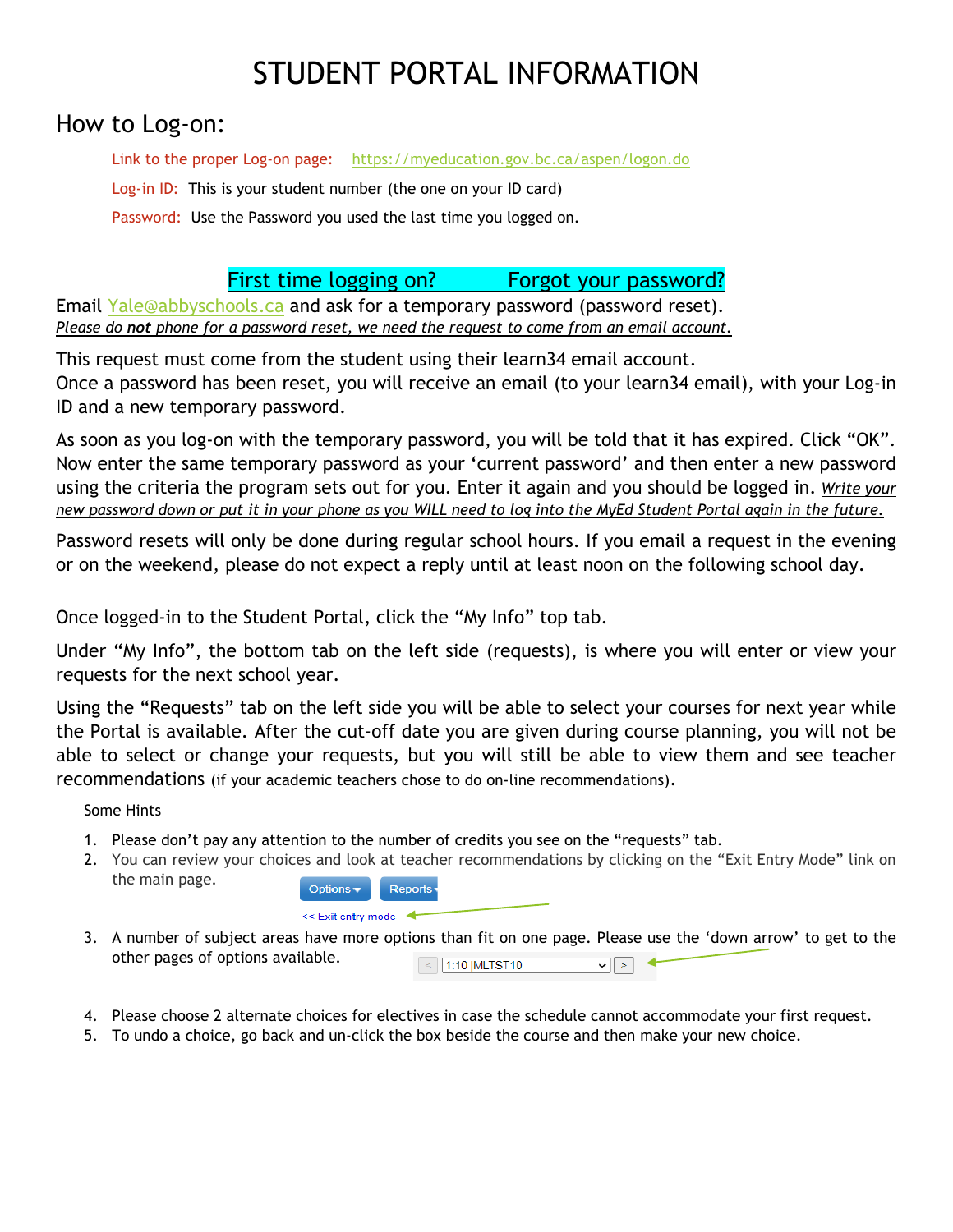# STUDENT PORTAL INFORMATION

## How to Log-on:

Link to the proper Log-on page: https://myeducation.gov.bc.ca/aspen/logon.do

Log-in ID: This is your student number (the one on your ID card)

Password: Use the Password you used the last time you logged on.

### First time logging on? Forgot your password?

Email Yale@abbyschools.ca and ask for a temporary password (password reset).
*Please do **not** phone for a password reset, we need the request to come from an email account.*

This request must come from the student using their learn34 email account.
Once a password has been reset, you will receive an email (to your learn34 email), with your Log-in ID and a new temporary password.

As soon as you log-on with the temporary password, you will be told that it has expired. Click "OK". Now enter the same temporary password as your 'current password' and then enter a new password using the criteria the program sets out for you. Enter it again and you should be logged in. *Write your new password down or put it in your phone as you WILL need to log into the MyEd Student Portal again in the future.*

Password resets will only be done during regular school hours. If you email a request in the evening or on the weekend, please do not expect a reply until at least noon on the following school day.

Once logged-in to the Student Portal, click the "My Info" top tab.

Under "My Info", the bottom tab on the left side (requests), is where you will enter or view your requests for the next school year.

Using the "Requests" tab on the left side you will be able to select your courses for next year while the Portal is available. After the cut-off date you are given during course planning, you will not be able to select or change your requests, but you will still be able to view them and see teacher recommendations (if your academic teachers chose to do on-line recommendations).

Some Hints

1. Please don't pay any attention to the number of credits you see on the "requests" tab.
2. You can review your choices and look at teacher recommendations by clicking on the "Exit Entry Mode" link on the main page.

   Options ▾ Reports ▾
   << Exit entry mode

3. A number of subject areas have more options than fit on one page. Please use the 'down arrow' to get to the other pages of options available.

   < 1:10 |MLTST10 >

4. Please choose 2 alternate choices for electives in case the schedule cannot accommodate your first request.
5. To undo a choice, go back and un-click the box beside the course and then make your new choice.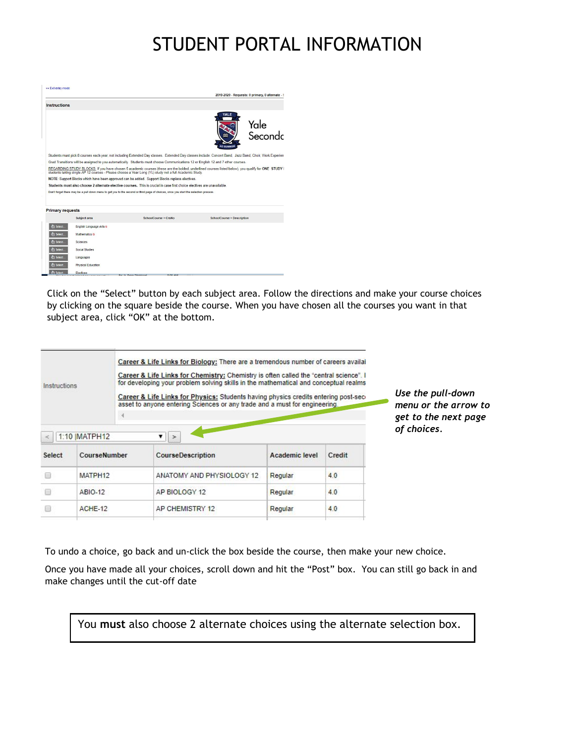# STUDENT PORTAL INFORMATION

<< Exit entry mode

2019-2020 - Requests: 0 primary, 0 alternate -

**Instructions**

Yale Secondc

Students must pick 8 courses each year, not including Extended Day classes. Extended Day classes include: Concert Band, Jazz Band, Choir, Work Experien

Grad Transitions will be assigned to you automatically. Students must choose Communications 12 or English 12 and 7 other courses.

REGARDING STUDY BLOCKS: If you have chosen 5 academic courses (these are the bolded, underlined courses listed below), you qualify for ONE STUDY students taking single AP 12 courses - Please choose a Year Long (YL) study not a full Academic Study.

NOTE: Support Blocks which have been approved can be added. Support Blocks replace electives.

**Students must also choose 2 alternate elective courses.** This is crucial in case first choice electives are unavailable.

Don't forget there may be a pull down menu to get you to the second or third page of choices, once you start the selection process.

**Primary requests**

| | Subject area | SchoolCourse > CrsNo | SchoolCourse > Description |
|---|---|---|---|
| Select... | English Language Arts | | |
| Select... | Mathematics | | |
| Select... | Sciences | | |
| Select... | Social Studies | | |
| Select... | Languages | | |
| Select... | Physical Education | | |
| Select... | Electives | | |

Click on the "Select" button by each subject area. Follow the directions and make your course choices by clicking on the square beside the course. When you have chosen all the courses you want in that subject area, click "OK" at the bottom.

Instructions

Career & Life Links for Biology: There are a tremendous number of careers availal

Career & Life Links for Chemistry: Chemistry is often called the "central science". I for developing your problem solving skills in the mathematical and conceptual realms

Career & Life Links for Physics: Students having physics credits entering post-sec asset to anyone entering Sciences or any trade and a must for engineering

< 1:10 |MATPH12 ▼ >

*Use the pull-down menu or the arrow to get to the next page of choices.*

| Select | CourseNumber | CourseDescription | Academic level | Credit |
|---|---|---|---|---|
| ☐ | MATPH12 | ANATOMY AND PHYSIOLOGY 12 | Regular | 4.0 |
| ☐ | ABIO-12 | AP BIOLOGY 12 | Regular | 4.0 |
| ☐ | ACHE-12 | AP CHEMISTRY 12 | Regular | 4.0 |

To undo a choice, go back and un-click the box beside the course, then make your new choice.

Once you have made all your choices, scroll down and hit the "Post" box. You can still go back in and make changes until the cut-off date

You **must** also choose 2 alternate choices using the alternate selection box.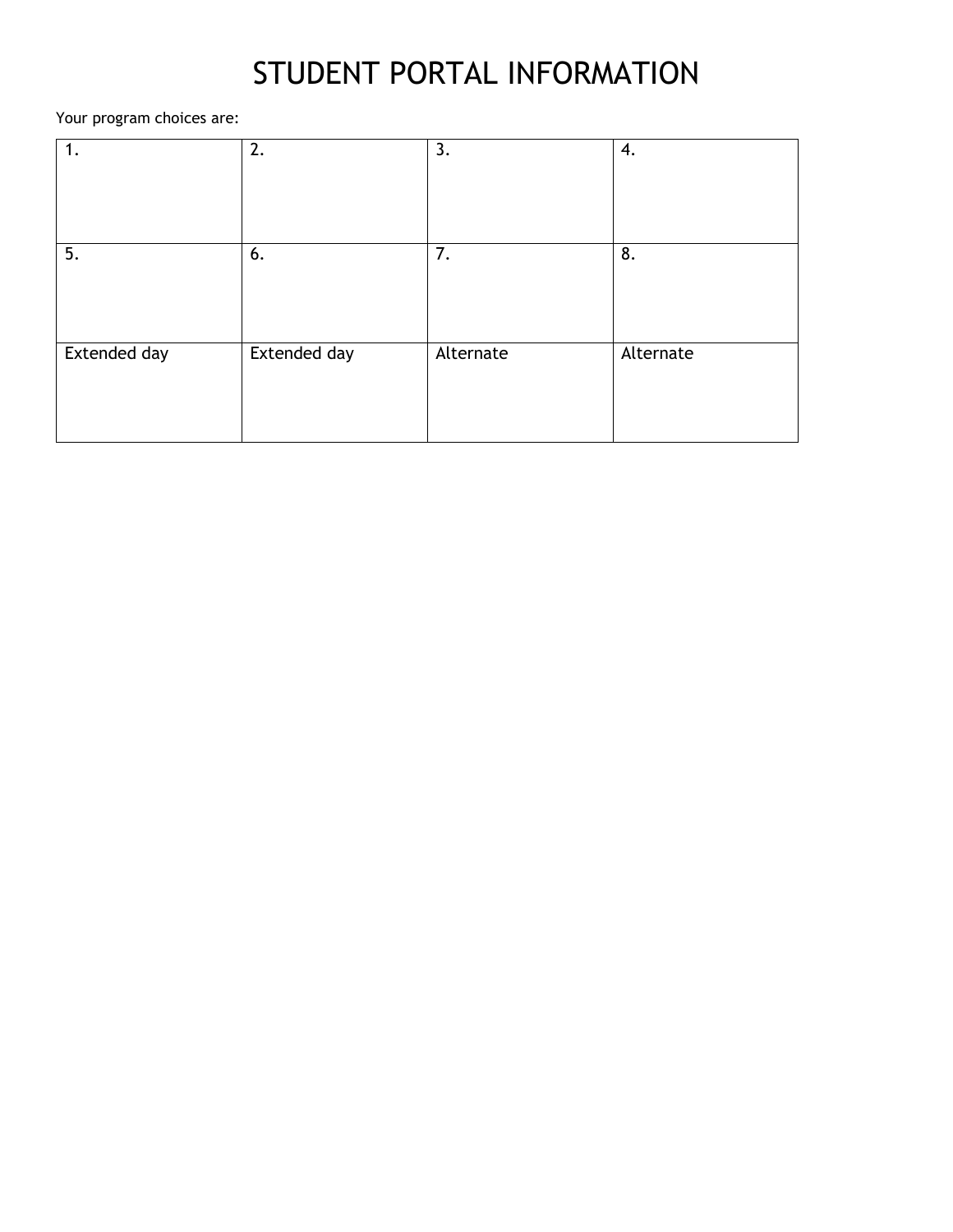# STUDENT PORTAL INFORMATION

Your program choices are:

| | | | |
|---|---|---|---|
| 1. | 2. | 3. | 4. |
| 5. | 6. | 7. | 8. |
| Extended day | Extended day | Alternate | Alternate |